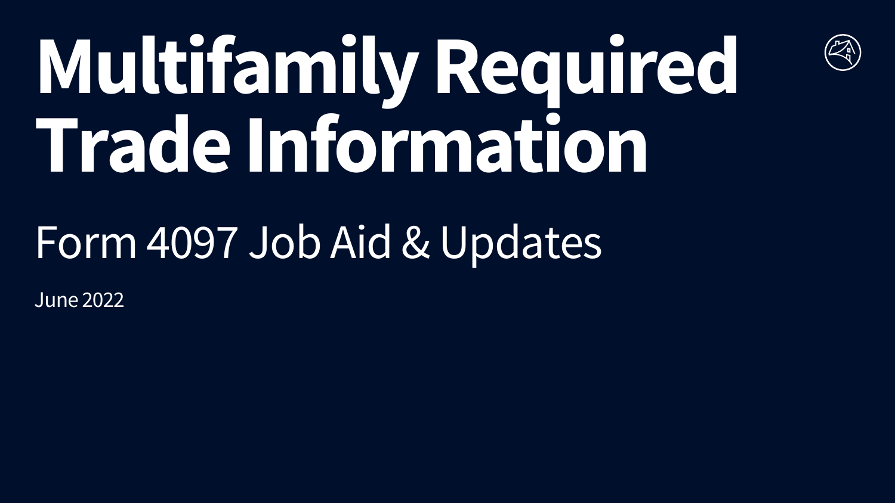# Multifamily Required Trade Information

## Form 4097 Job Aid & Updates

June 2022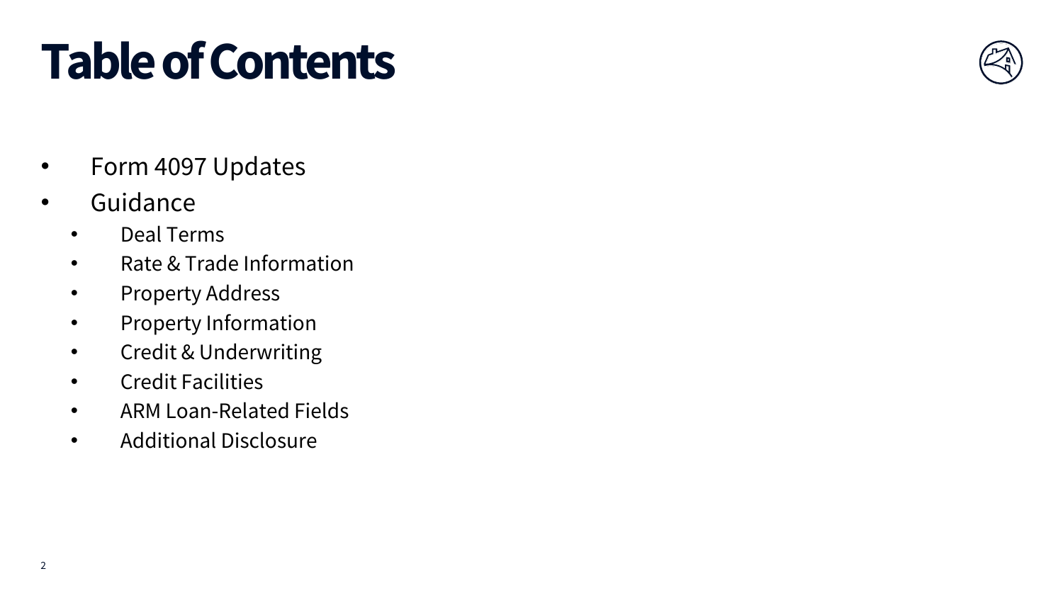# Table of Contents

- Form 4097 Updates
- Guidance
  - Deal Terms
  - Rate & Trade Information
  - Property Address
  - Property Information
  - Credit & Underwriting
  - Credit Facilities
  - ARM Loan-Related Fields
  - Additional Disclosure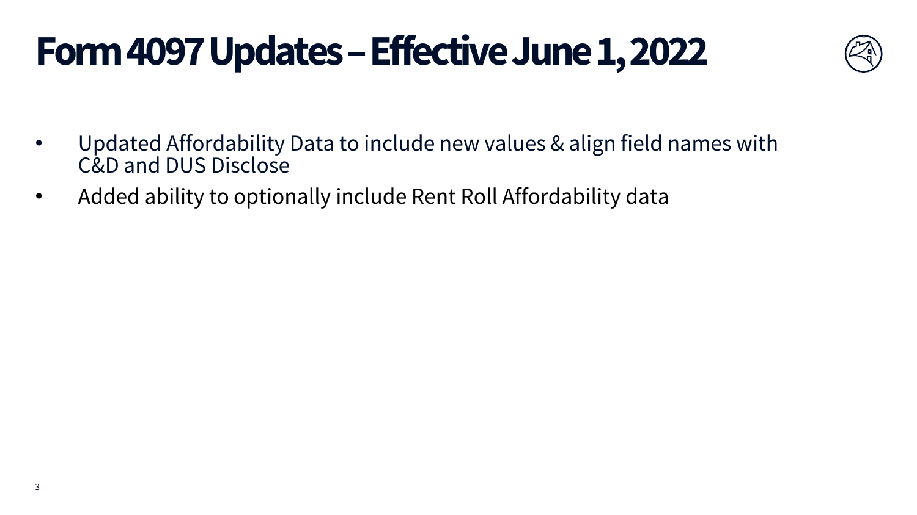# Form 4097 Updates – Effective June 1, 2022

- Updated Affordability Data to include new values & align field names with C&D and DUS Disclose
- Added ability to optionally include Rent Roll Affordability data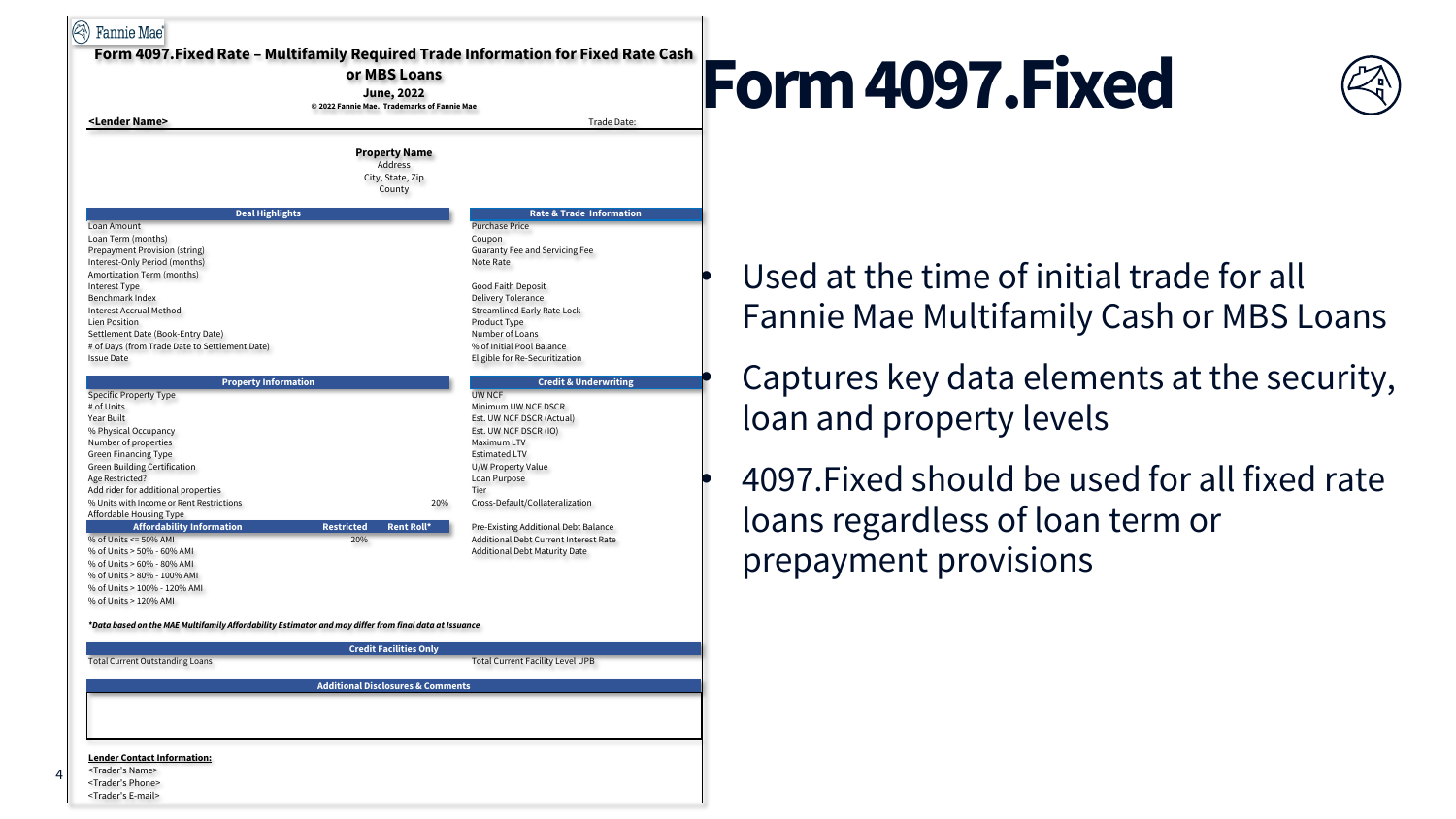# Form 4097.Fixed

- Used at the time of initial trade for all Fannie Mae Multifamily Cash or MBS Loans
- Captures key data elements at the security, loan and property levels
- 4097.Fixed should be used for all fixed rate loans regardless of loan term or prepayment provisions

---

Fannie Mae

**Form 4097.Fixed Rate – Multifamily Required Trade Information for Fixed Rate Cash or MBS Loans**

**June, 2022**

**© 2022 Fannie Mae. Trademarks of Fannie Mae**

**<Lender Name>** Trade Date:

**Property Name**
Address
City, State, Zip
County

| Deal Highlights | | Rate & Trade Information | |
|---|---|---|---|
| Loan Amount | | Purchase Price | |
| Loan Term (months) | | Coupon | |
| Prepayment Provision (string) | | Guaranty Fee and Servicing Fee | |
| Interest-Only Period (months) | | Note Rate | |
| Amortization Term (months) | | | |
| Interest Type | | Good Faith Deposit | |
| Benchmark Index | | Delivery Tolerance | |
| Interest Accrual Method | | Streamlined Early Rate Lock | |
| Lien Position | | Product Type | |
| Settlement Date (Book-Entry Date) | | Number of Loans | |
| # of Days (from Trade Date to Settlement Date) | | % of Initial Pool Balance | |
| Issue Date | | Eligible for Re-Securitization | |

| Property Information | | | Credit & Underwriting | |
|---|---|---|---|---|
| Specific Property Type | | | UW NCF | |
| # of Units | | | Minimum UW NCF DSCR | |
| Year Built | | | Est. UW NCF DSCR (Actual) | |
| % Physical Occupancy | | | Est. UW NCF DSCR (IO) | |
| Number of properties | | | Maximum LTV | |
| Green Financing Type | | | Estimated LTV | |
| Green Building Certification | | | U/W Property Value | |
| Age Restricted? | | | Loan Purpose | |
| Add rider for additional properties | | | Tier | |
| % Units with Income or Rent Restrictions | | 20% | Cross-Default/Collateralization | |
| Affordable Housing Type | | | | |
| **Affordability Information** | **Restricted** | **Rent Roll*** | Pre-Existing Additional Debt Balance | |
| % of Units <= 50% AMI | 20% | | Additional Debt Current Interest Rate | |
| % of Units > 50% - 60% AMI | | | Additional Debt Maturity Date | |
| % of Units > 60% - 80% AMI | | | | |
| % of Units > 80% - 100% AMI | | | | |
| % of Units > 100% - 120% AMI | | | | |
| % of Units > 120% AMI | | | | |

***Data based on the MAE Multifamily Affordability Estimator and may differ from final data at Issuance**

| Credit Facilities Only | | | |
|---|---|---|---|
| Total Current Outstanding Loans | | Total Current Facility Level UPB | |

**Additional Disclosures & Comments**

**Lender Contact Information:**
<Trader's Name>
<Trader's Phone>
<Trader's E-mail>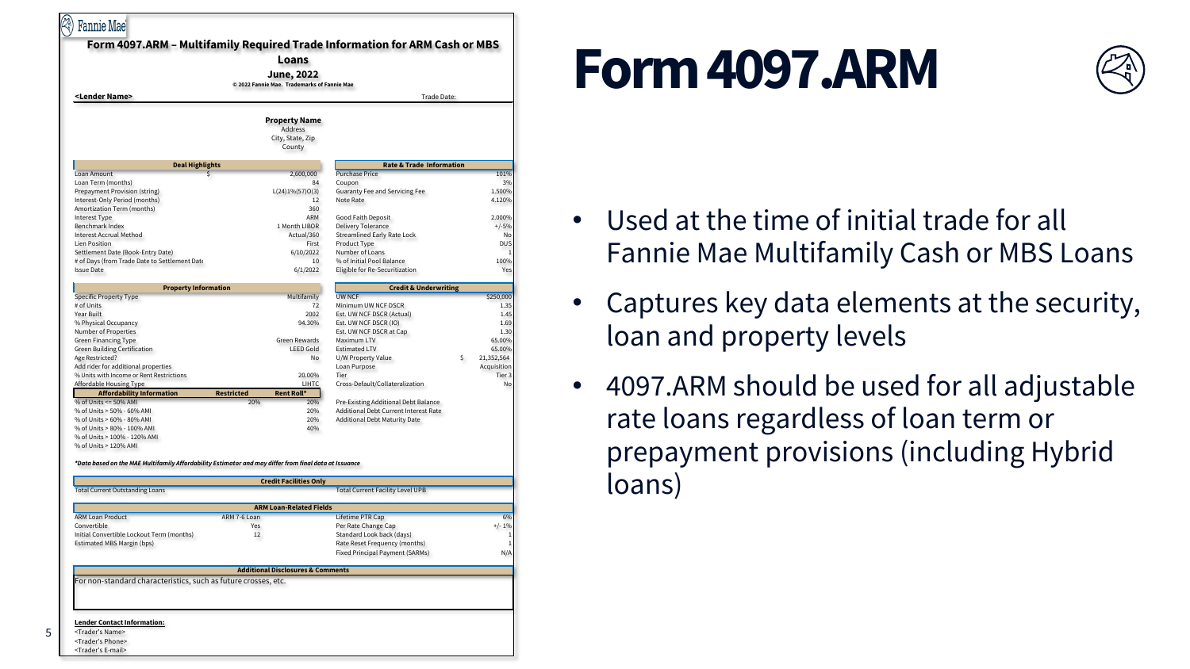# Form 4097.ARM

- Used at the time of initial trade for all Fannie Mae Multifamily Cash or MBS Loans
- Captures key data elements at the security, loan and property levels
- 4097.ARM should be used for all adjustable rate loans regardless of loan term or prepayment provisions (including Hybrid loans)

---

Fannie Mae

## Form 4097.ARM – Multifamily Required Trade Information for ARM Cash or MBS Loans

**June, 2022**

© 2022 Fannie Mae. Trademarks of Fannie Mae

**<Lender Name>** Trade Date:

**Property Name**
Address
City, State, Zip
County

| Deal Highlights | | Rate & Trade Information | |
|---|---|---|---|
| Loan Amount | $ 2,600,000 | Purchase Price | 101% |
| Loan Term (months) | 84 | Coupon | 3% |
| Prepayment Provision (string) | L(24)1%(57)O(3) | Guaranty Fee and Servicing Fee | 1.500% |
| Interest-Only Period (months) | 12 | Note Rate | 4.120% |
| Amortization Term (months) | 360 | | |
| Interest Type | ARM | Good Faith Deposit | 2.000% |
| Benchmark Index | 1 Month LIBOR | Delivery Tolerance | +/-5% |
| Interest Accrual Method | Actual/360 | Streamlined Early Rate Lock | No |
| Lien Position | First | Product Type | DUS |
| Settlement Date (Book-Entry Date) | 6/10/2022 | Number of Loans | 1 |
| # of Days (from Trade Date to Settlement Date | 10 | % of Initial Pool Balance | 100% |
| Issue Date | 6/1/2022 | Eligible for Re-Securitization | Yes |

| Property Information | | Credit & Underwriting | |
|---|---|---|---|
| Specific Property Type | Multifamily | UW NCF | $250,000 |
| # of Units | 72 | Minimum UW NCF DSCR | 1.35 |
| Year Built | 2002 | Est. UW NCF DSCR (Actual) | 1.45 |
| % Physical Occupancy | 94.30% | Est. UW NCF DSCR (IO) | 1.69 |
| Number of Properties | | Est. UW NCF DSCR at Cap | 1.30 |
| Green Financing Type | Green Rewards | Maximum LTV | 65.00% |
| Green Building Certification | LEED Gold | Estimated LTV | 65.00% |
| Age Restricted? | No | U/W Property Value | $ 21,352,564 |
| Add rider for additional properties | | Loan Purpose | Acquisition |
| % Units with Income or Rent Restrictions | 20.00% | Tier | Tier 3 |
| Affordable Housing Type | LIHTC | Cross-Default/Collateralization | No |

| Affordability Information | Restricted | Rent Roll* | | |
|---|---|---|---|---|
| % of Units <= 50% AMI | 20% | 20% | Pre-Existing Additional Debt Balance | |
| % of Units > 50% - 60% AMI | | 20% | Additional Debt Current Interest Rate | |
| % of Units > 60% - 80% AMI | | 20% | Additional Debt Maturity Date | |
| % of Units > 80% - 100% AMI | | 40% | | |
| % of Units > 100% - 120% AMI | | | | |
| % of Units > 120% AMI | | | | |

*\*Data based on the MAE Multifamily Affordability Estimator and may differ from final data at Issuance*

| Credit Facilities Only | |
|---|---|
| Total Current Outstanding Loans | Total Current Facility Level UPB |

| ARM Loan-Related Fields | | | |
|---|---|---|---|
| ARM Loan Product | ARM 7-6 Loan | Lifetime PTR Cap | 6% |
| Convertible | Yes | Per Rate Change Cap | +/- 1% |
| Initial Convertible Lockout Term (months) | 12 | Standard Look back (days) | 1 |
| Estimated MBS Margin (bps) | | Rate Reset Frequency (months) | 1 |
| | | Fixed Principal Payment (SARMs) | N/A |

**Additional Disclosures & Comments**

For non-standard characteristics, such as future crosses, etc.

**Lender Contact Information:**
<Trader's Name>
<Trader's Phone>
<Trader's E-mail>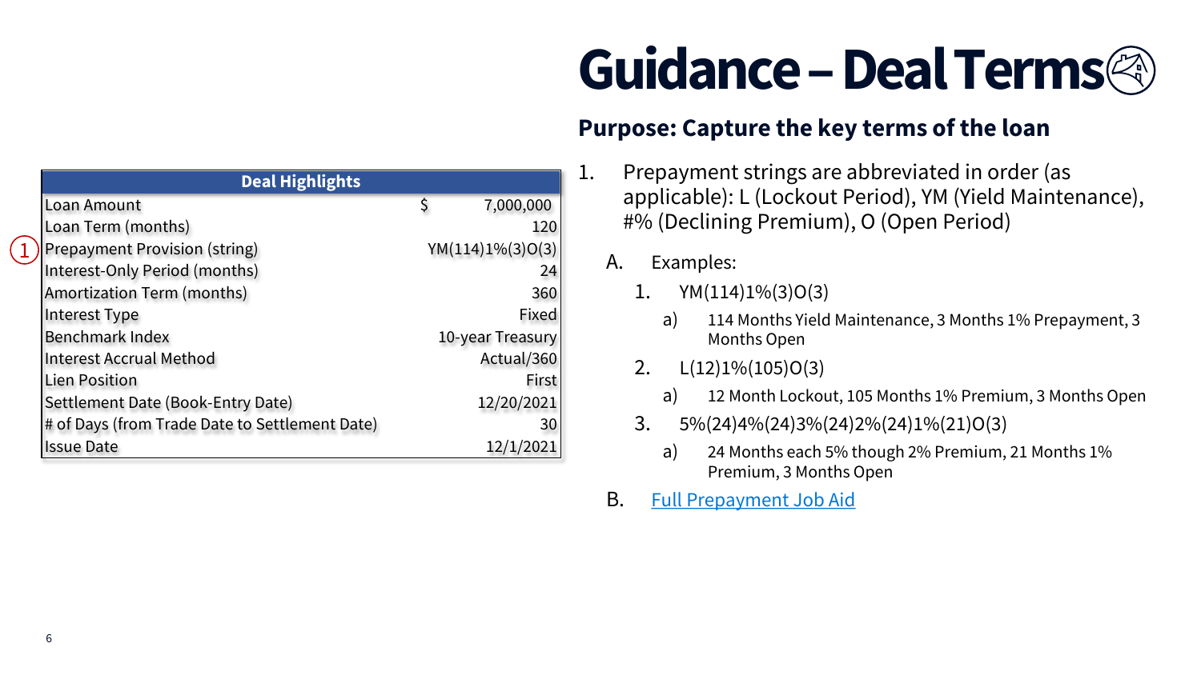# Guidance – Deal Terms

## Purpose: Capture the key terms of the loan

| Deal Highlights | |
|---|---|
| Loan Amount | $ 7,000,000 |
| Loan Term (months) | 120 |
| (1) Prepayment Provision (string) | YM(114)1%(3)O(3) |
| Interest-Only Period (months) | 24 |
| Amortization Term (months) | 360 |
| Interest Type | Fixed |
| Benchmark Index | 10-year Treasury |
| Interest Accrual Method | Actual/360 |
| Lien Position | First |
| Settlement Date (Book-Entry Date) | 12/20/2021 |
| # of Days (from Trade Date to Settlement Date) | 30 |
| Issue Date | 12/1/2021 |

1. Prepayment strings are abbreviated in order (as applicable): L (Lockout Period), YM (Yield Maintenance), #% (Declining Premium), O (Open Period)
   - A. Examples:
     1. YM(114)1%(3)O(3)
        - a) 114 Months Yield Maintenance, 3 Months 1% Prepayment, 3 Months Open
     2. L(12)1%(105)O(3)
        - a) 12 Month Lockout, 105 Months 1% Premium, 3 Months Open
     3. 5%(24)4%(24)3%(24)2%(24)1%(21)O(3)
        - a) 24 Months each 5% though 2% Premium, 21 Months 1% Premium, 3 Months Open
   - B. Full Prepayment Job Aid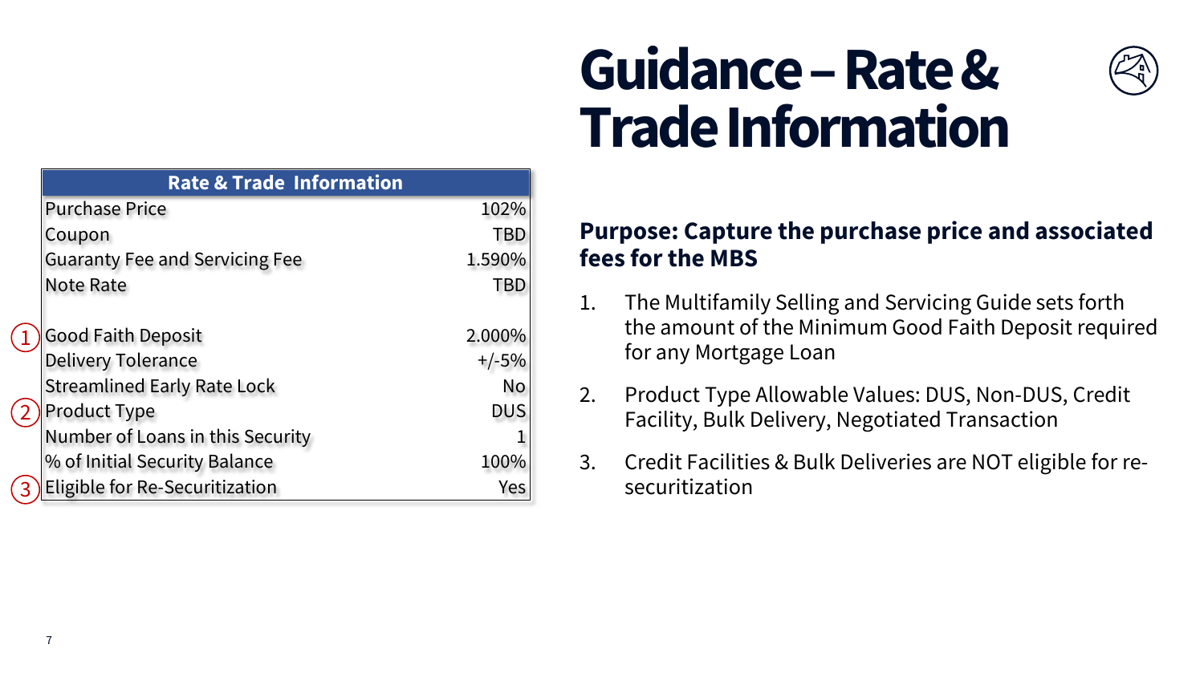# Guidance – Rate & Trade Information

| Rate & Trade Information | |
|---|---|
| Purchase Price | 102% |
| Coupon | TBD |
| Guaranty Fee and Servicing Fee | 1.590% |
| Note Rate | TBD |
| | |
| (1) Good Faith Deposit | 2.000% |
| Delivery Tolerance | +/-5% |
| Streamlined Early Rate Lock | No |
| (2) Product Type | DUS |
| Number of Loans in this Security | 1 |
| % of Initial Security Balance | 100% |
| (3) Eligible for Re-Securitization | Yes |

**Purpose: Capture the purchase price and associated fees for the MBS**

1. The Multifamily Selling and Servicing Guide sets forth the amount of the Minimum Good Faith Deposit required for any Mortgage Loan
2. Product Type Allowable Values: DUS, Non-DUS, Credit Facility, Bulk Delivery, Negotiated Transaction
3. Credit Facilities & Bulk Deliveries are NOT eligible for re-securitization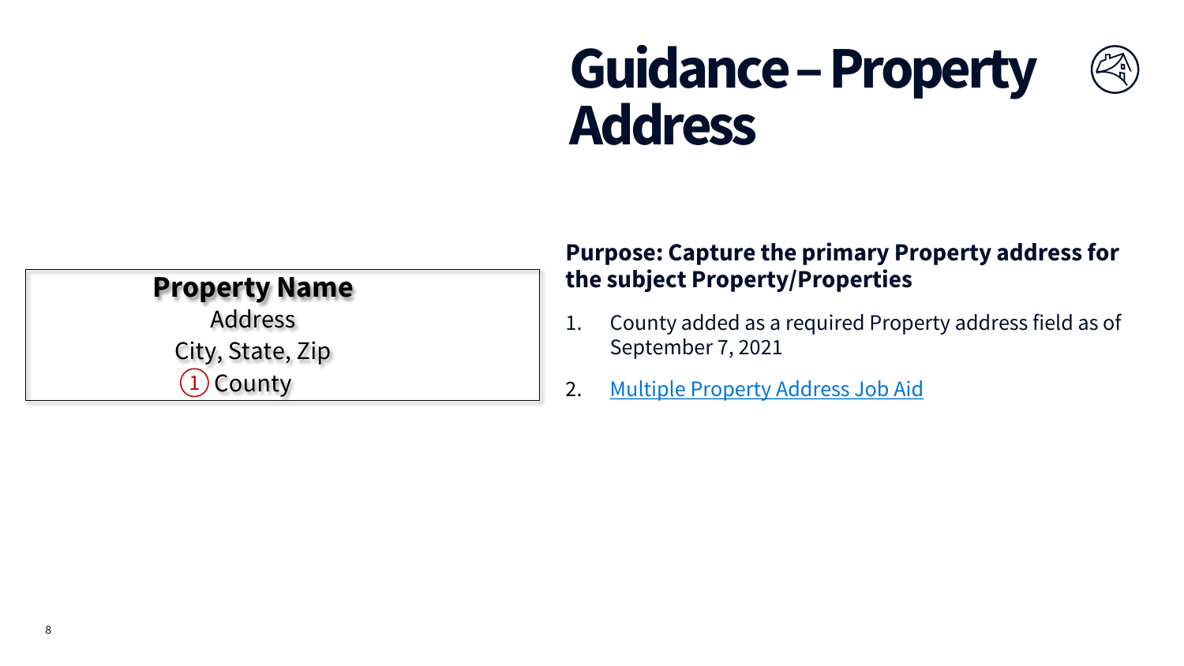# Guidance – Property Address

**Property Name**
Address
City, State, Zip
① County

**Purpose: Capture the primary Property address for the subject Property/Properties**

1. County added as a required Property address field as of September 7, 2021
2. Multiple Property Address Job Aid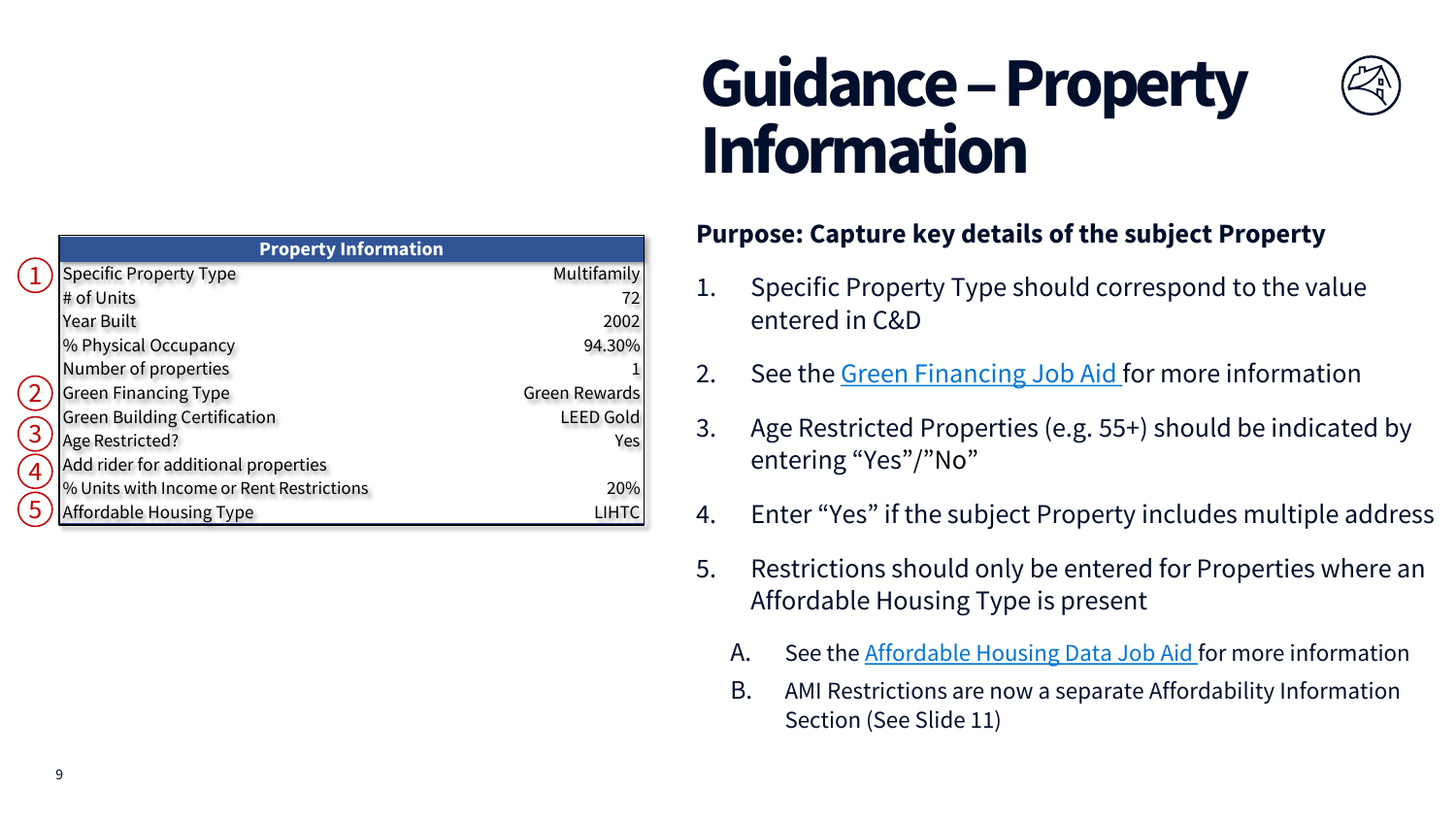# Guidance – Property Information

| Property Information | |
|---|---|
| (1) Specific Property Type | Multifamily |
| # of Units | 72 |
| Year Built | 2002 |
| % Physical Occupancy | 94.30% |
| Number of properties | 1 |
| (2) Green Financing Type | Green Rewards |
| Green Building Certification | LEED Gold |
| (3) Age Restricted? | Yes |
| (4) Add rider for additional properties | |
| % Units with Income or Rent Restrictions | 20% |
| (5) Affordable Housing Type | LIHTC |

**Purpose: Capture key details of the subject Property**

1. Specific Property Type should correspond to the value entered in C&D
2. See the Green Financing Job Aid for more information
3. Age Restricted Properties (e.g. 55+) should be indicated by entering “Yes”/”No”
4. Enter “Yes” if the subject Property includes multiple address
5. Restrictions should only be entered for Properties where an Affordable Housing Type is present
   - A. See the Affordable Housing Data Job Aid for more information
   - B. AMI Restrictions are now a separate Affordability Information Section (See Slide 11)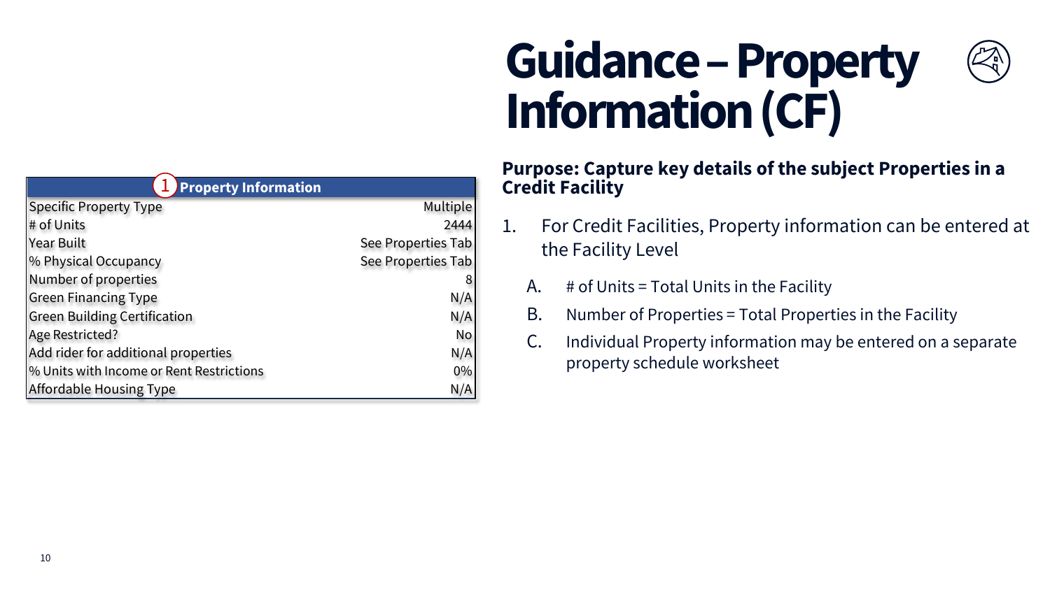# Guidance – Property Information (CF)

| ① Property Information | |
|---|---|
| Specific Property Type | Multiple |
| # of Units | 2444 |
| Year Built | See Properties Tab |
| % Physical Occupancy | See Properties Tab |
| Number of properties | 8 |
| Green Financing Type | N/A |
| Green Building Certification | N/A |
| Age Restricted? | No |
| Add rider for additional properties | N/A |
| % Units with Income or Rent Restrictions | 0% |
| Affordable Housing Type | N/A |

**Purpose: Capture key details of the subject Properties in a Credit Facility**

1. For Credit Facilities, Property information can be entered at the Facility Level
   - A. # of Units = Total Units in the Facility
   - B. Number of Properties = Total Properties in the Facility
   - C. Individual Property information may be entered on a separate property schedule worksheet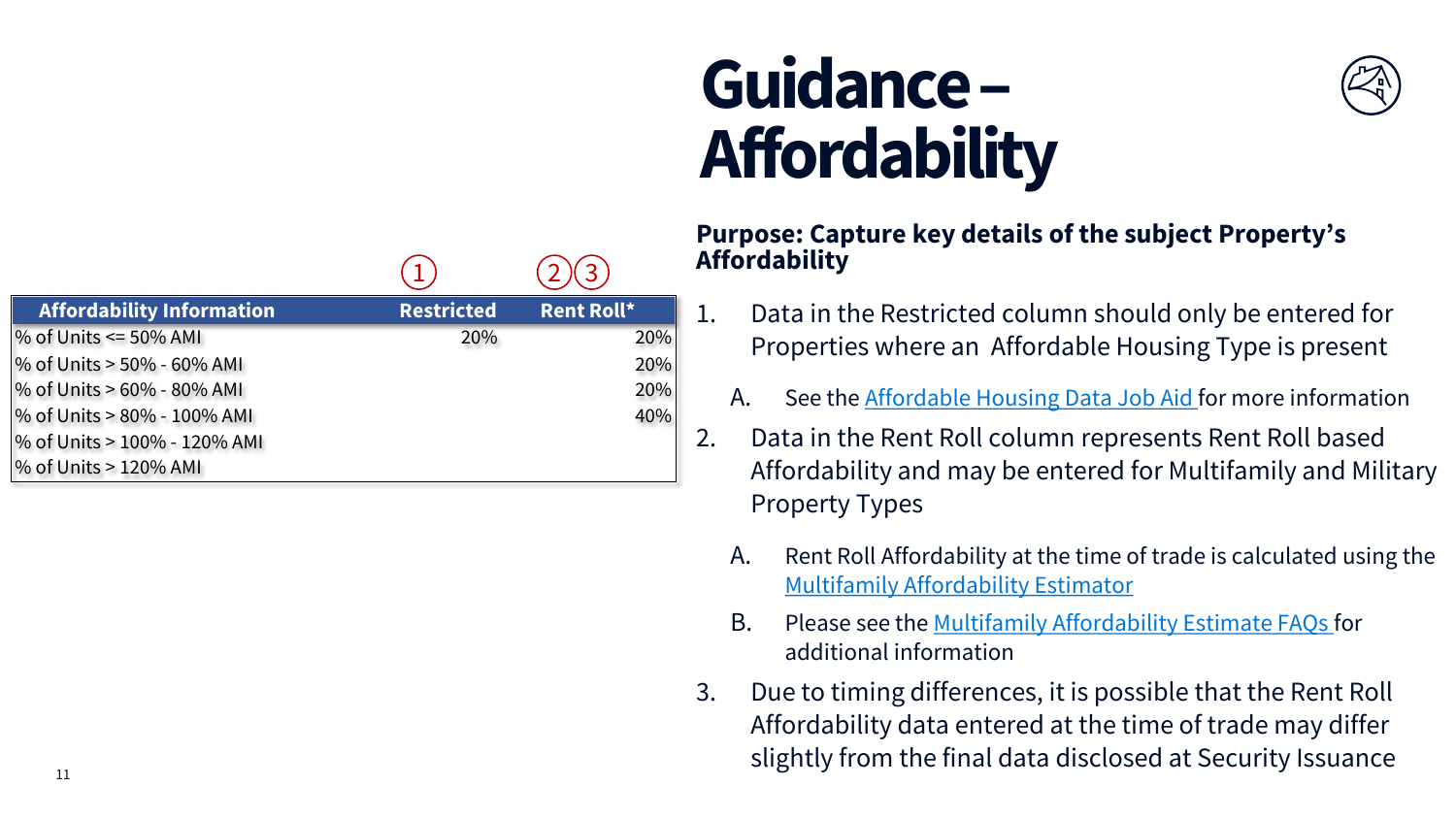# Guidance – Affordability

| Affordability Information | Restricted ① | Rent Roll* ②③ |
|---|---|---|
| % of Units <= 50% AMI | 20% | 20% |
| % of Units > 50% - 60% AMI | | 20% |
| % of Units > 60% - 80% AMI | | 20% |
| % of Units > 80% - 100% AMI | | 40% |
| % of Units > 100% - 120% AMI | | |
| % of Units > 120% AMI | | |

**Purpose: Capture key details of the subject Property's Affordability**

1. Data in the Restricted column should only be entered for Properties where an Affordable Housing Type is present
   - A. See the [Affordable Housing Data Job Aid](#) for more information
2. Data in the Rent Roll column represents Rent Roll based Affordability and may be entered for Multifamily and Military Property Types
   - A. Rent Roll Affordability at the time of trade is calculated using the [Multifamily Affordability Estimator](#)
   - B. Please see the [Multifamily Affordability Estimate FAQs](#) for additional information
3. Due to timing differences, it is possible that the Rent Roll Affordability data entered at the time of trade may differ slightly from the final data disclosed at Security Issuance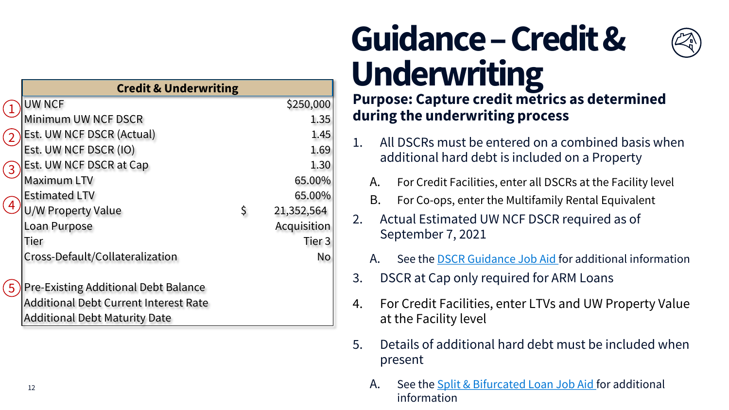# Guidance – Credit & Underwriting

| | Credit & Underwriting | | |
|---|---|---|---|
| 1 | UW NCF | | $250,000 |
| | Minimum UW NCF DSCR | | 1.35 |
| 2 | Est. UW NCF DSCR (Actual) | | 1.45 |
| | Est. UW NCF DSCR (IO) | | 1.69 |
| 3 | Est. UW NCF DSCR at Cap | | 1.30 |
| | Maximum LTV | | 65.00% |
| 4 | Estimated LTV | | 65.00% |
| | U/W Property Value | $ | 21,352,564 |
| | Loan Purpose | | Acquisition |
| | Tier | | Tier 3 |
| | Cross-Default/Collateralization | | No |
| | | | |
| 5 | Pre-Existing Additional Debt Balance | | |
| | Additional Debt Current Interest Rate | | |
| | Additional Debt Maturity Date | | |

**Purpose: Capture credit metrics as determined during the underwriting process**

1. All DSCRs must be entered on a combined basis when additional hard debt is included on a Property
   - A. For Credit Facilities, enter all DSCRs at the Facility level
   - B. For Co-ops, enter the Multifamily Rental Equivalent
2. Actual Estimated UW NCF DSCR required as of September 7, 2021
   - A. See the DSCR Guidance Job Aid for additional information
3. DSCR at Cap only required for ARM Loans
4. For Credit Facilities, enter LTVs and UW Property Value at the Facility level
5. Details of additional hard debt must be included when present
   - A. See the Split & Bifurcated Loan Job Aid for additional information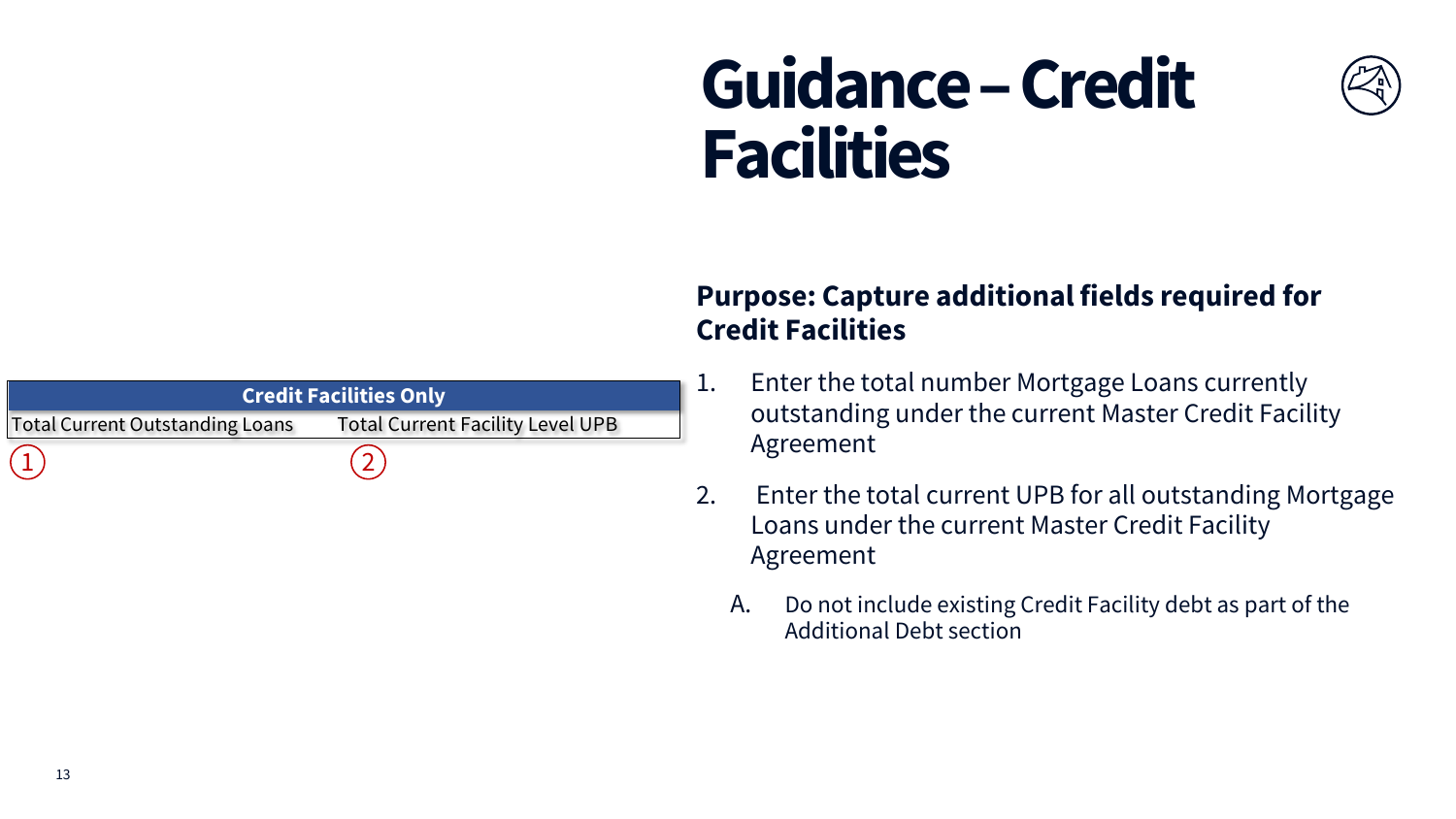# Guidance – Credit Facilities

| Credit Facilities Only | |
|---|---|
| Total Current Outstanding Loans | Total Current Facility Level UPB |
| 1 | 2 |

**Purpose: Capture additional fields required for Credit Facilities**

1. Enter the total number Mortgage Loans currently outstanding under the current Master Credit Facility Agreement
2. Enter the total current UPB for all outstanding Mortgage Loans under the current Master Credit Facility Agreement
   - A. Do not include existing Credit Facility debt as part of the Additional Debt section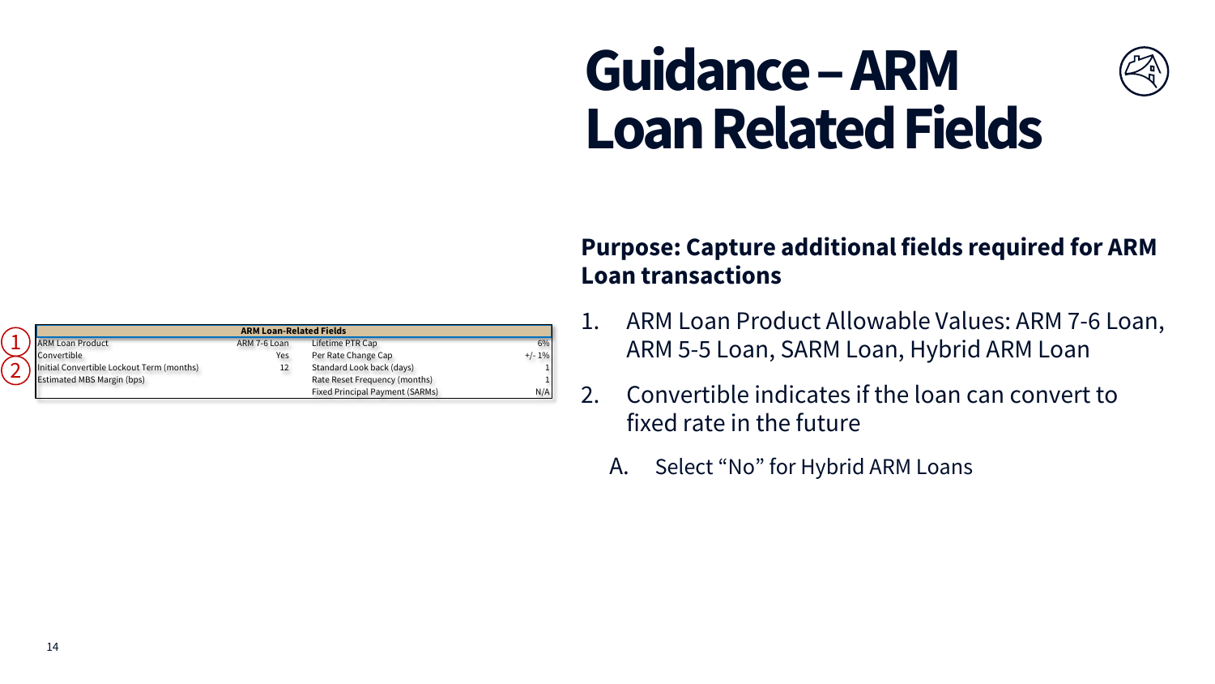# Guidance – ARM Loan Related Fields

| ARM Loan-Related Fields | | | |
|---|---|---|---|
| ARM Loan Product | ARM 7-6 Loan | Lifetime PTR Cap | 6% |
| Convertible | Yes | Per Rate Change Cap | +/- 1% |
| Initial Convertible Lockout Term (months) | 12 | Standard Look back (days) | 1 |
| Estimated MBS Margin (bps) | | Rate Reset Frequency (months) | 1 |
| | | Fixed Principal Payment (SARMs) | N/A |

**Purpose: Capture additional fields required for ARM Loan transactions**

1. ARM Loan Product Allowable Values: ARM 7-6 Loan, ARM 5-5 Loan, SARM Loan, Hybrid ARM Loan
2. Convertible indicates if the loan can convert to fixed rate in the future
   - A. Select "No" for Hybrid ARM Loans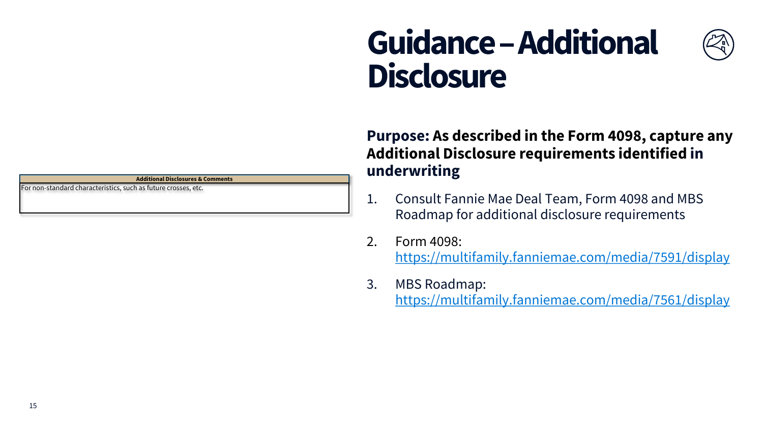# Guidance – Additional Disclosure

| Additional Disclosures & Comments |
| --- |
| For non-standard characteristics, such as future crosses, etc. |

**Purpose: As described in the Form 4098, capture any Additional Disclosure requirements identified in underwriting**

1. Consult Fannie Mae Deal Team, Form 4098 and MBS Roadmap for additional disclosure requirements
2. Form 4098: https://multifamily.fanniemae.com/media/7591/display
3. MBS Roadmap: https://multifamily.fanniemae.com/media/7561/display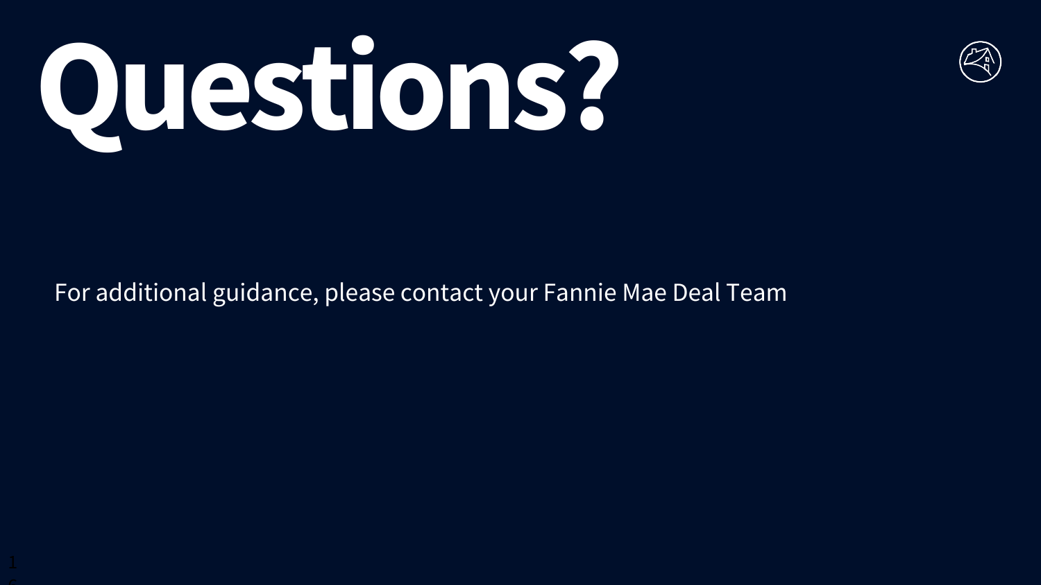# Questions?

For additional guidance, please contact your Fannie Mae Deal Team